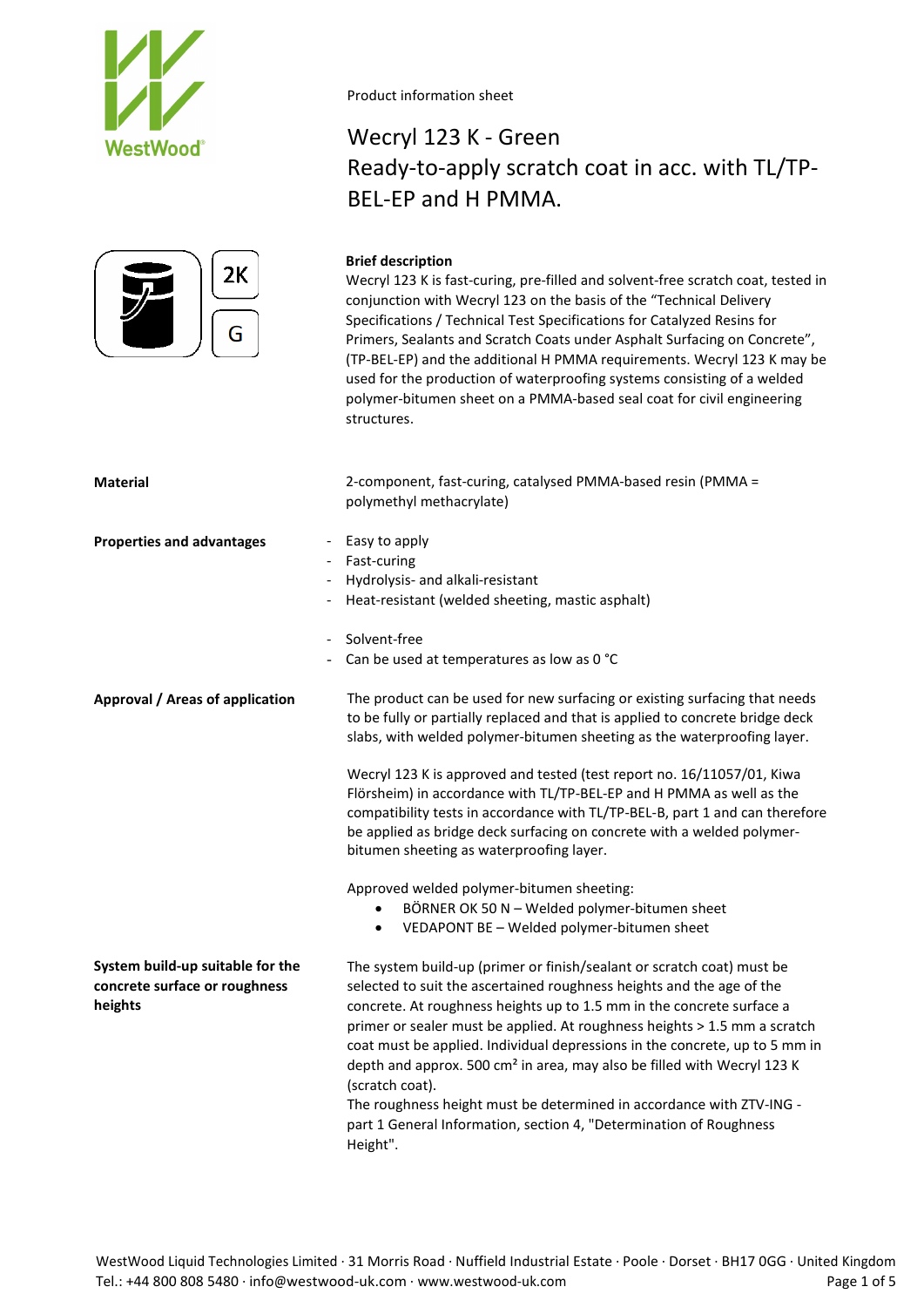Product information sheet

# Wecryl 123 K - Green
# Ready-to-apply scratch coat in acc. with TL/TP-BEL-EP and H PMMA.

2K

G

**Brief description**

Wecryl 123 K is fast-curing, pre-filled and solvent-free scratch coat, tested in conjunction with Wecryl 123 on the basis of the “Technical Delivery Specifications / Technical Test Specifications for Catalyzed Resins for Primers, Sealants and Scratch Coats under Asphalt Surfacing on Concrete”, (TP-BEL-EP) and the additional H PMMA requirements. Wecryl 123 K may be used for the production of waterproofing systems consisting of a welded polymer-bitumen sheet on a PMMA-based seal coat for civil engineering structures.

**Material**

2-component, fast-curing, catalysed PMMA-based resin (PMMA = polymethyl methacrylate)

**Properties and advantages**

- Easy to apply
- Fast-curing
- Hydrolysis- and alkali-resistant
- Heat-resistant (welded sheeting, mastic asphalt)

- Solvent-free
- Can be used at temperatures as low as 0 °C

**Approval / Areas of application**

The product can be used for new surfacing or existing surfacing that needs to be fully or partially replaced and that is applied to concrete bridge deck slabs, with welded polymer-bitumen sheeting as the waterproofing layer.

Wecryl 123 K is approved and tested (test report no. 16/11057/01, Kiwa Flörsheim) in accordance with TL/TP-BEL-EP and H PMMA as well as the compatibility tests in accordance with TL/TP-BEL-B, part 1 and can therefore be applied as bridge deck surfacing on concrete with a welded polymer-bitumen sheeting as waterproofing layer.

Approved welded polymer-bitumen sheeting:

- BÖRNER OK 50 N – Welded polymer-bitumen sheet
- VEDAPONT BE – Welded polymer-bitumen sheet

**System build-up suitable for the concrete surface or roughness heights**

The system build-up (primer or finish/sealant or scratch coat) must be selected to suit the ascertained roughness heights and the age of the concrete. At roughness heights up to 1.5 mm in the concrete surface a primer or sealer must be applied. At roughness heights > 1.5 mm a scratch coat must be applied. Individual depressions in the concrete, up to 5 mm in depth and approx. 500 cm² in area, may also be filled with Wecryl 123 K (scratch coat).

The roughness height must be determined in accordance with ZTV-ING - part 1 General Information, section 4, "Determination of Roughness Height".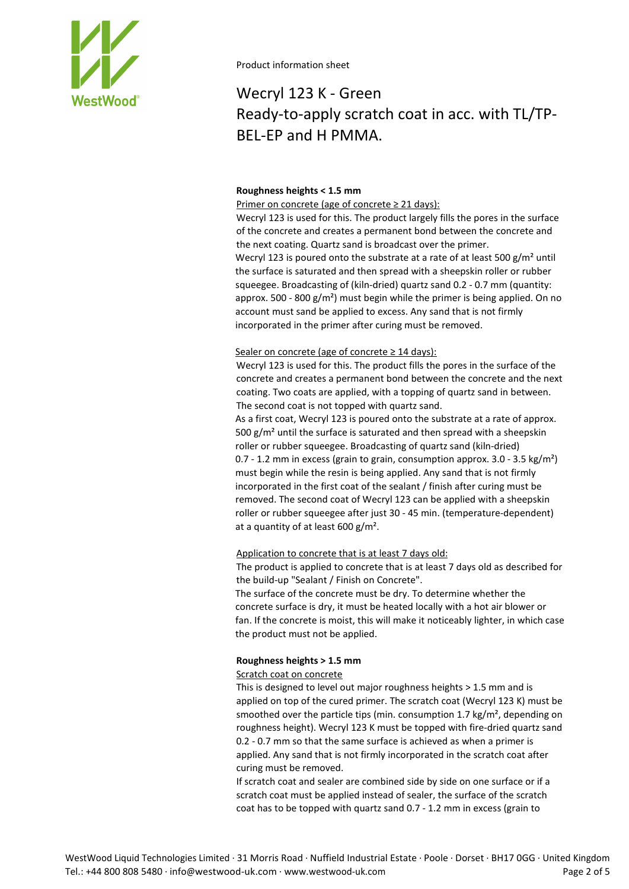Product information sheet

# Wecryl 123 K - Green
## Ready-to-apply scratch coat in acc. with TL/TP-BEL-EP and H PMMA.

**Roughness heights < 1.5 mm**

Primer on concrete (age of concrete ≥ 21 days):

Wecryl 123 is used for this. The product largely fills the pores in the surface of the concrete and creates a permanent bond between the concrete and the next coating. Quartz sand is broadcast over the primer.
Wecryl 123 is poured onto the substrate at a rate of at least 500 g/m² until the surface is saturated and then spread with a sheepskin roller or rubber squeegee. Broadcasting of (kiln-dried) quartz sand 0.2 - 0.7 mm (quantity: approx. 500 - 800 g/m²) must begin while the primer is being applied. On no account must sand be applied to excess. Any sand that is not firmly incorporated in the primer after curing must be removed.

Sealer on concrete (age of concrete ≥ 14 days):

Wecryl 123 is used for this. The product fills the pores in the surface of the concrete and creates a permanent bond between the concrete and the next coating. Two coats are applied, with a topping of quartz sand in between. The second coat is not topped with quartz sand.
As a first coat, Wecryl 123 is poured onto the substrate at a rate of approx. 500 g/m² until the surface is saturated and then spread with a sheepskin roller or rubber squeegee. Broadcasting of quartz sand (kiln-dried) 0.7 - 1.2 mm in excess (grain to grain, consumption approx. 3.0 - 3.5 kg/m²) must begin while the resin is being applied. Any sand that is not firmly incorporated in the first coat of the sealant / finish after curing must be removed. The second coat of Wecryl 123 can be applied with a sheepskin roller or rubber squeegee after just 30 - 45 min. (temperature-dependent) at a quantity of at least 600 g/m².

Application to concrete that is at least 7 days old:

The product is applied to concrete that is at least 7 days old as described for the build-up "Sealant / Finish on Concrete".
The surface of the concrete must be dry. To determine whether the concrete surface is dry, it must be heated locally with a hot air blower or fan. If the concrete is moist, this will make it noticeably lighter, in which case the product must not be applied.

**Roughness heights > 1.5 mm**

Scratch coat on concrete

This is designed to level out major roughness heights > 1.5 mm and is applied on top of the cured primer. The scratch coat (Wecryl 123 K) must be smoothed over the particle tips (min. consumption 1.7 kg/m², depending on roughness height). Wecryl 123 K must be topped with fire-dried quartz sand 0.2 - 0.7 mm so that the same surface is achieved as when a primer is applied. Any sand that is not firmly incorporated in the scratch coat after curing must be removed.
If scratch coat and sealer are combined side by side on one surface or if a scratch coat must be applied instead of sealer, the surface of the scratch coat has to be topped with quartz sand 0.7 - 1.2 mm in excess (grain to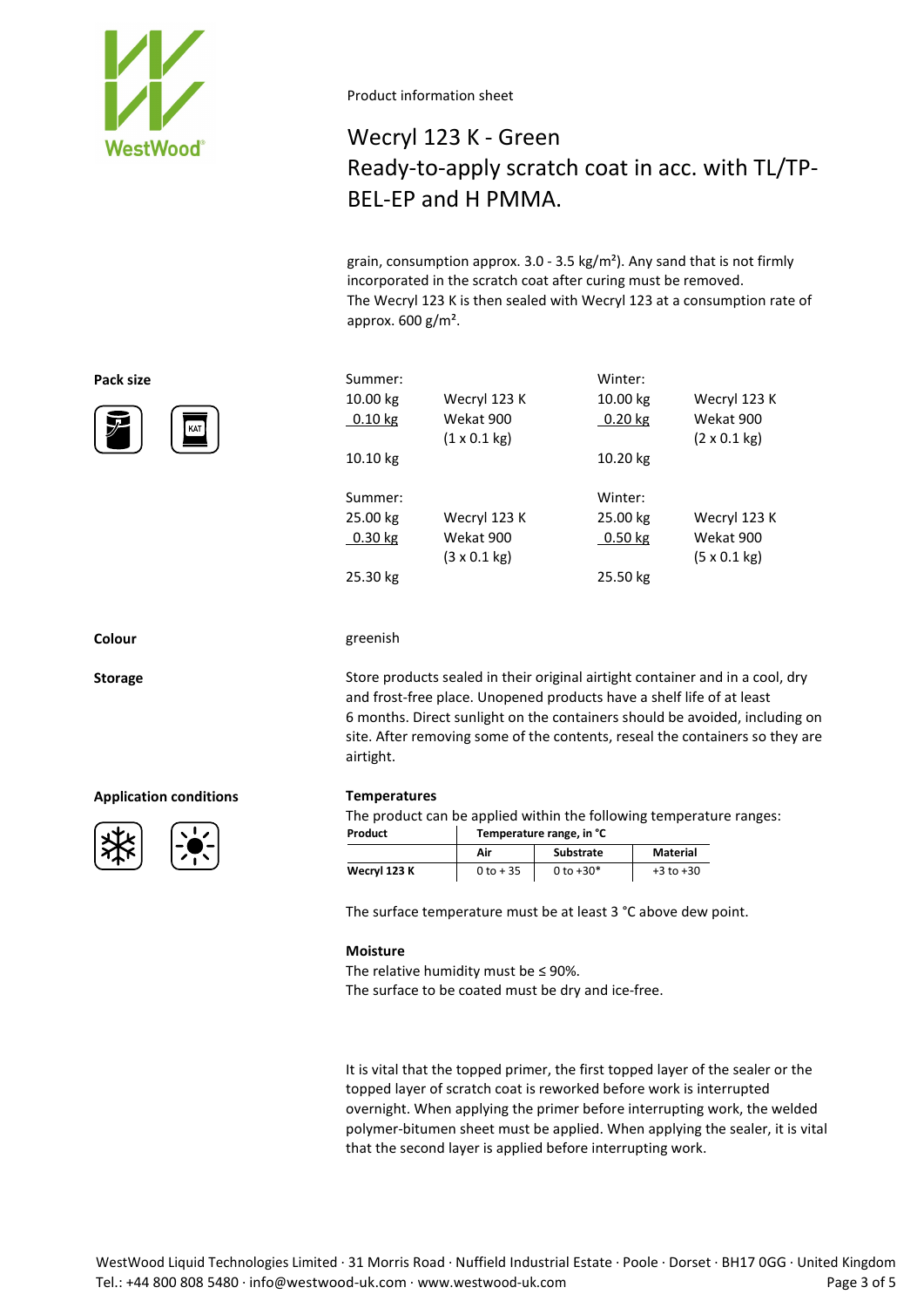Product information sheet

# Wecryl 123 K - Green
# Ready-to-apply scratch coat in acc. with TL/TP-BEL-EP and H PMMA.

grain, consumption approx. 3.0 - 3.5 kg/m²). Any sand that is not firmly incorporated in the scratch coat after curing must be removed.
The Wecryl 123 K is then sealed with Wecryl 123 at a consumption rate of approx. 600 g/m².

**Pack size**

| Summer: | | Winter: | |
|---|---|---|---|
| 10.00 kg | Wecryl 123 K | 10.00 kg | Wecryl 123 K |
| 0.10 kg | Wekat 900 (1 x 0.1 kg) | 0.20 kg | Wekat 900 (2 x 0.1 kg) |
| 10.10 kg | | 10.20 kg | |

| Summer: | | Winter: | |
|---|---|---|---|
| 25.00 kg | Wecryl 123 K | 25.00 kg | Wecryl 123 K |
| 0.30 kg | Wekat 900 (3 x 0.1 kg) | 0.50 kg | Wekat 900 (5 x 0.1 kg) |
| 25.30 kg | | 25.50 kg | |

**Colour**

greenish

**Storage**

Store products sealed in their original airtight container and in a cool, dry and frost-free place. Unopened products have a shelf life of at least 6 months. Direct sunlight on the containers should be avoided, including on site. After removing some of the contents, reseal the containers so they are airtight.

**Application conditions**

**Temperatures**

The product can be applied within the following temperature ranges:

| Product | Temperature range, in °C | | |
|---|---|---|---|
| | Air | Substrate | Material |
| Wecryl 123 K | 0 to + 35 | 0 to +30* | +3 to +30 |

The surface temperature must be at least 3 °C above dew point.

**Moisture**

The relative humidity must be ≤ 90%.
The surface to be coated must be dry and ice-free.

It is vital that the topped primer, the first topped layer of the sealer or the topped layer of scratch coat is reworked before work is interrupted overnight. When applying the primer before interrupting work, the welded polymer-bitumen sheet must be applied. When applying the sealer, it is vital that the second layer is applied before interrupting work.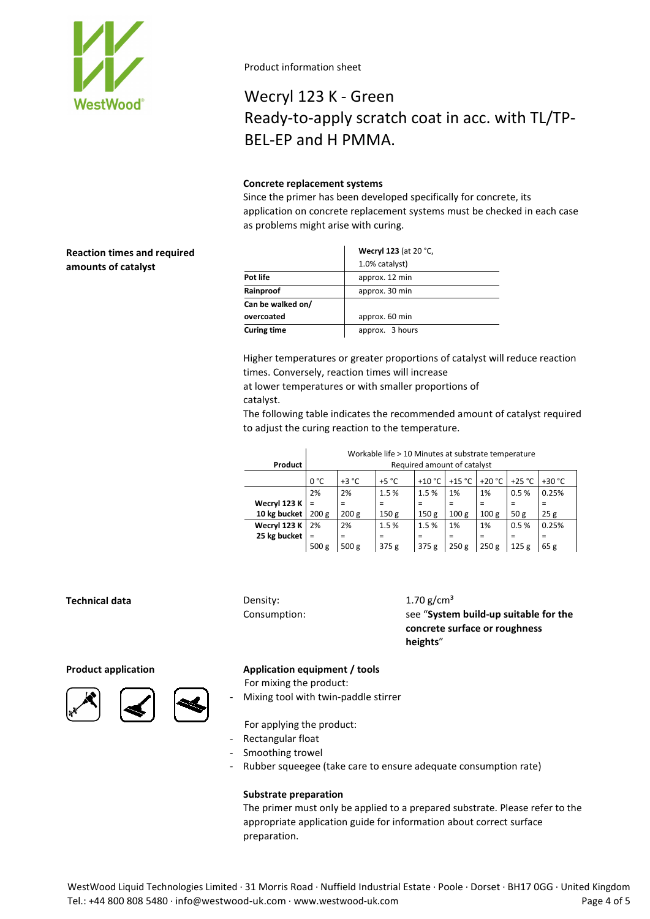Product information sheet

# Wecryl 123 K - Green

## Ready-to-apply scratch coat in acc. with TL/TP-BEL-EP and H PMMA.

### Concrete replacement systems

Since the primer has been developed specifically for concrete, its application on concrete replacement systems must be checked in each case as problems might arise with curing.

### Reaction times and required amounts of catalyst

| | **Wecryl 123** (at 20 °C, 1.0% catalyst) |
|---|---|
| **Pot life** | approx. 12 min |
| **Rainproof** | approx. 30 min |
| **Can be walked on/ overcoated** | approx. 60 min |
| **Curing time** | approx. 3 hours |

Higher temperatures or greater proportions of catalyst will reduce reaction times. Conversely, reaction times will increase at lower temperatures or with smaller proportions of catalyst.

The following table indicates the recommended amount of catalyst required to adjust the curing reaction to the temperature.

| **Product** | Workable life > 10 Minutes at substrate temperature Required amount of catalyst | | | | | | | |
|---|---|---|---|---|---|---|---|---|
| | 0 °C | +3 °C | +5 °C | +10 °C | +15 °C | +20 °C | +25 °C | +30 °C |
| **Wecryl 123 K 10 kg bucket** | 2% = 200 g | 2% = 200 g | 1.5 % = 150 g | 1.5 % = 150 g | 1% = 100 g | 1% = 100 g | 0.5 % = 50 g | 0.25% = 25 g |
| **Wecryl 123 K 25 kg bucket** | 2% = 500 g | 2% = 500 g | 1.5 % = 375 g | 1.5 % = 375 g | 1% = 250 g | 1% = 250 g | 0.5 % = 125 g | 0.25% = 65 g |

### Technical data

Density: 1.70 g/cm³

Consumption: see "**System build-up suitable for the concrete surface or roughness heights**"

### Product application

#### Application equipment / tools

For mixing the product:

- Mixing tool with twin-paddle stirrer

For applying the product:

- Rectangular float
- Smoothing trowel
- Rubber squeegee (take care to ensure adequate consumption rate)

#### Substrate preparation

The primer must only be applied to a prepared substrate. Please refer to the appropriate application guide for information about correct surface preparation.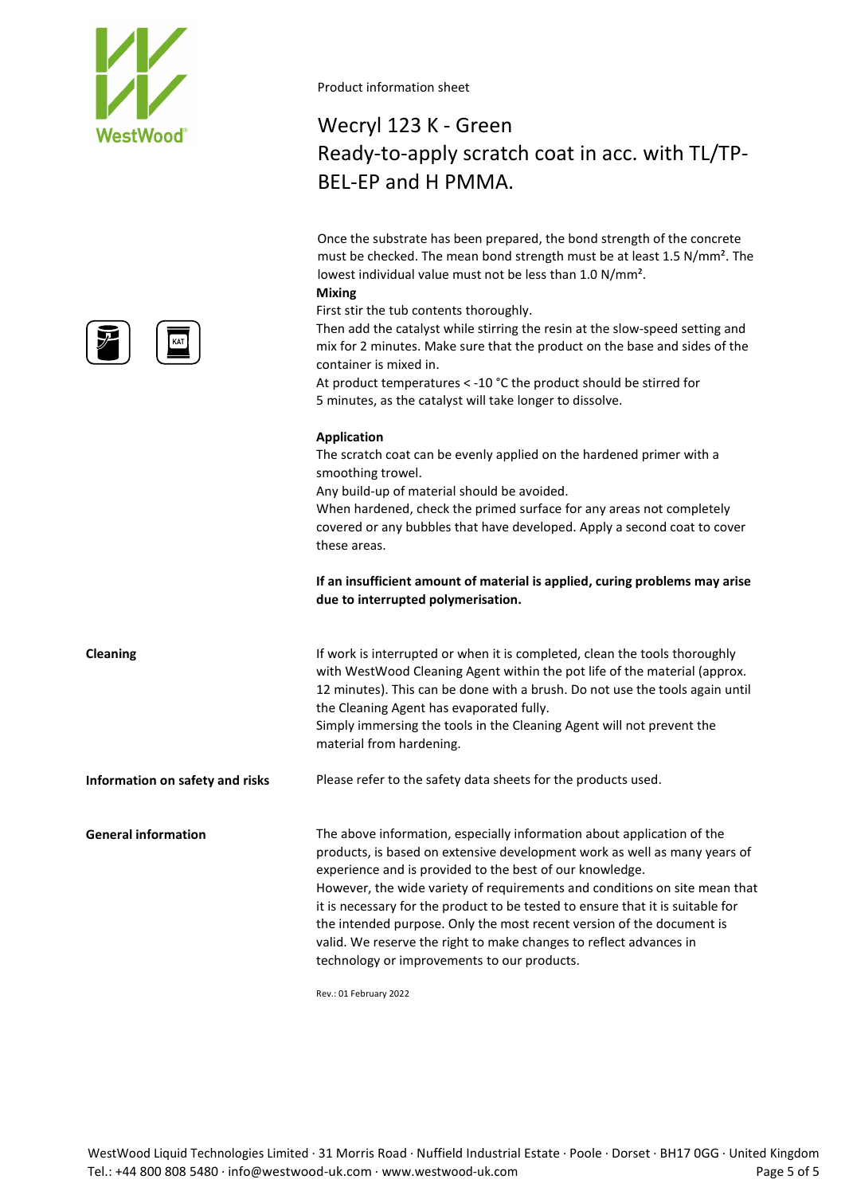Product information sheet

# Wecryl 123 K - Green
## Ready-to-apply scratch coat in acc. with TL/TP-BEL-EP and H PMMA.

Once the substrate has been prepared, the bond strength of the concrete must be checked. The mean bond strength must be at least 1.5 N/mm². The lowest individual value must not be less than 1.0 N/mm².

**Mixing**

First stir the tub contents thoroughly.
Then add the catalyst while stirring the resin at the slow-speed setting and mix for 2 minutes. Make sure that the product on the base and sides of the container is mixed in.
At product temperatures < -10 °C the product should be stirred for 5 minutes, as the catalyst will take longer to dissolve.

**Application**

The scratch coat can be evenly applied on the hardened primer with a smoothing trowel.
Any build-up of material should be avoided.
When hardened, check the primed surface for any areas not completely covered or any bubbles that have developed. Apply a second coat to cover these areas.

**If an insufficient amount of material is applied, curing problems may arise due to interrupted polymerisation.**

**Cleaning**

If work is interrupted or when it is completed, clean the tools thoroughly with WestWood Cleaning Agent within the pot life of the material (approx. 12 minutes). This can be done with a brush. Do not use the tools again until the Cleaning Agent has evaporated fully.
Simply immersing the tools in the Cleaning Agent will not prevent the material from hardening.

**Information on safety and risks**

Please refer to the safety data sheets for the products used.

**General information**

The above information, especially information about application of the products, is based on extensive development work as well as many years of experience and is provided to the best of our knowledge.
However, the wide variety of requirements and conditions on site mean that it is necessary for the product to be tested to ensure that it is suitable for the intended purpose. Only the most recent version of the document is valid. We reserve the right to make changes to reflect advances in technology or improvements to our products.

Rev.: 01 February 2022

WestWood Liquid Technologies Limited · 31 Morris Road · Nuffield Industrial Estate · Poole · Dorset · BH17 0GG · United Kingdom
Tel.: +44 800 808 5480 · info@westwood-uk.com · www.westwood-uk.com